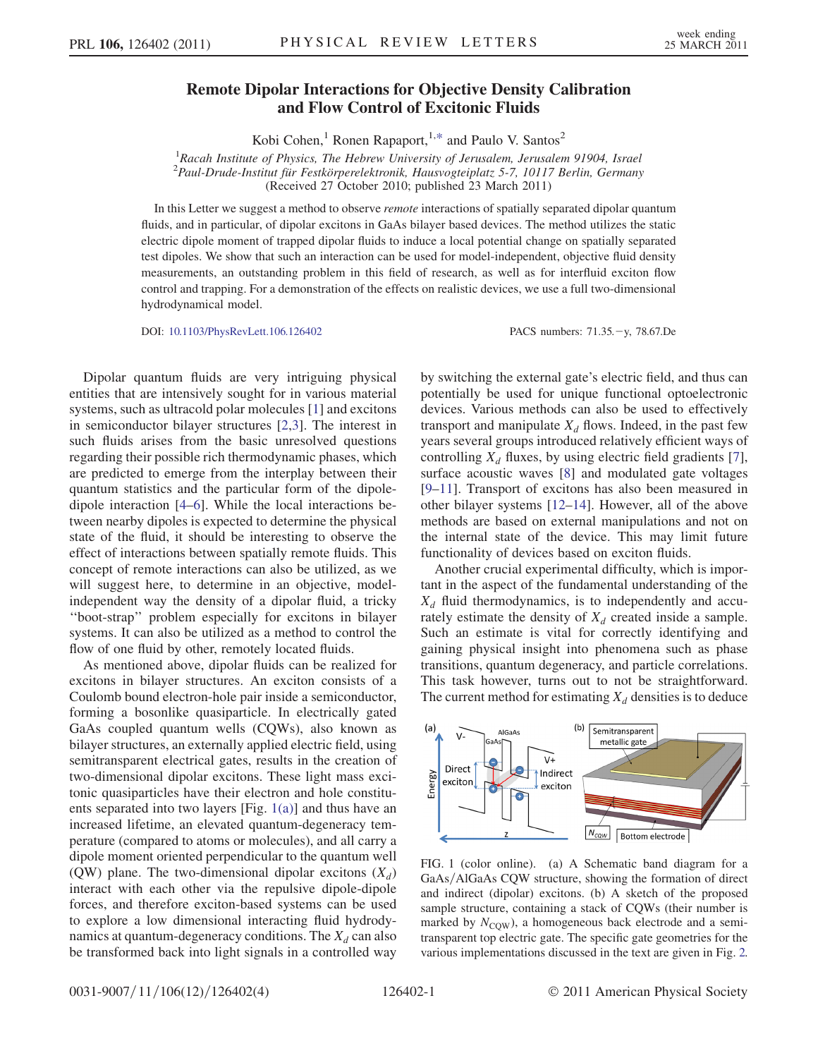# Remote Dipolar Interactions for Objective Density Calibration and Flow Control of Excitonic Fluids

Kobi Cohen,[1] Ronen Rapaport,[1,*] and Paulo V. Santos[2]

[1]*Racah Institute of Physics, The Hebrew University of Jerusalem, Jerusalem 91904, Israel*
[2]*Paul-Drude-Institut für Festkörperelektronik, Hausvogteiplatz 5-7, 10117 Berlin, Germany*
(Received 27 October 2010; published 23 March 2011)

In this Letter we suggest a method to observe *remote* interactions of spatially separated dipolar quantum fluids, and in particular, of dipolar excitons in GaAs bilayer based devices. The method utilizes the static electric dipole moment of trapped dipolar fluids to induce a local potential change on spatially separated test dipoles. We show that such an interaction can be used for model-independent, objective fluid density measurements, an outstanding problem in this field of research, as well as for interfluid exciton flow control and trapping. For a demonstration of the effects on realistic devices, we use a full two-dimensional hydrodynamical model.

DOI: 10.1103/PhysRevLett.106.126402 PACS numbers: 71.35.−y, 78.67.De

Dipolar quantum fluids are very intriguing physical entities that are intensively sought for in various material systems, such as ultracold polar molecules [1] and excitons in semiconductor bilayer structures [2,3]. The interest in such fluids arises from the basic unresolved questions regarding their possible rich thermodynamic phases, which are predicted to emerge from the interplay between their quantum statistics and the particular form of the dipole-dipole interaction [4–6]. While the local interactions between nearby dipoles is expected to determine the physical state of the fluid, it should be interesting to observe the effect of interactions between spatially remote fluids. This concept of remote interactions can also be utilized, as we will suggest here, to determine in an objective, model-independent way the density of a dipolar fluid, a tricky "boot-strap" problem especially for excitons in bilayer systems. It can also be utilized as a method to control the flow of one fluid by other, remotely located fluids.

As mentioned above, dipolar fluids can be realized for excitons in bilayer structures. An exciton consists of a Coulomb bound electron-hole pair inside a semiconductor, forming a bosonlike quasiparticle. In electrically gated GaAs coupled quantum wells (CQWs), also known as bilayer structures, an externally applied electric field, using semitransparent electrical gates, results in the creation of two-dimensional dipolar excitons. These light mass excitonic quasiparticles have their electron and hole constituents separated into two layers [Fig. 1(a)] and thus have an increased lifetime, an elevated quantum-degeneracy temperature (compared to atoms or molecules), and all carry a dipole moment oriented perpendicular to the quantum well (QW) plane. The two-dimensional dipolar excitons ($X_d$) interact with each other via the repulsive dipole-dipole forces, and therefore exciton-based systems can be used to explore a low dimensional interacting fluid hydrodynamics at quantum-degeneracy conditions. The $X_d$ can also be transformed back into light signals in a controlled way by switching the external gate's electric field, and thus can potentially be used for unique functional optoelectronic devices. Various methods can also be used to effectively transport and manipulate $X_d$ flows. Indeed, in the past few years several groups introduced relatively efficient ways of controlling $X_d$ fluxes, by using electric field gradients [7], surface acoustic waves [8] and modulated gate voltages [9–11]. Transport of excitons has also been measured in other bilayer systems [12–14]. However, all of the above methods are based on external manipulations and not on the internal state of the device. This may limit future functionality of devices based on exciton fluids.

Another crucial experimental difficulty, which is important in the aspect of the fundamental understanding of the $X_d$ fluid thermodynamics, is to independently and accurately estimate the density of $X_d$ created inside a sample. Such an estimate is vital for correctly identifying and gaining physical insight into phenomena such as phase transitions, quantum degeneracy, and particle correlations. This task however, turns out to not be straightforward. The current method for estimating $X_d$ densities is to deduce

FIG. 1 (color online). (a) A Schematic band diagram for a GaAs/AlGaAs CQW structure, showing the formation of direct and indirect (dipolar) excitons. (b) A sketch of the proposed sample structure, containing a stack of CQWs (their number is marked by $N_{\rm CQW}$), a homogeneous back electrode and a semitransparent top electric gate. The specific gate geometries for the various implementations discussed in the text are given in Fig. 2.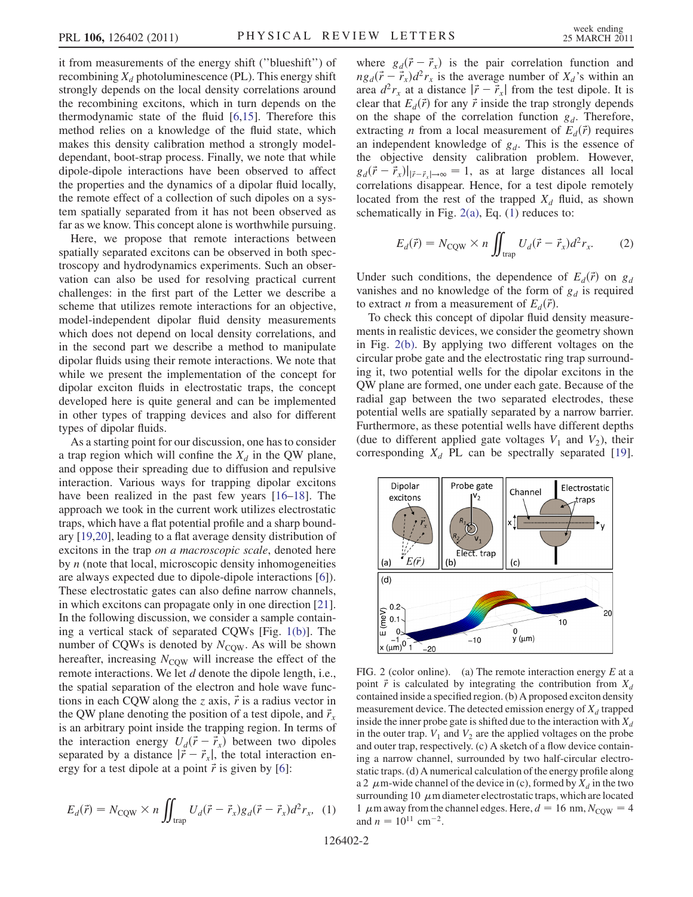it from measurements of the energy shift ("blueshift") of recombining $X_d$ photoluminescence (PL). This energy shift strongly depends on the local density correlations around the recombining excitons, which in turn depends on the thermodynamic state of the fluid [6,15]. Therefore this method relies on a knowledge of the fluid state, which makes this density calibration method a strongly model-dependant, boot-strap process. Finally, we note that while dipole-dipole interactions have been observed to affect the properties and the dynamics of a dipolar fluid locally, the remote effect of a collection of such dipoles on a system spatially separated from it has not been observed as far as we know. This concept alone is worthwhile pursuing.

Here, we propose that remote interactions between spatially separated excitons can be observed in both spectroscopy and hydrodynamics experiments. Such an observation can also be used for resolving practical current challenges: in the first part of the Letter we describe a scheme that utilizes remote interactions for an objective, model-independent dipolar fluid density measurements which does not depend on local density correlations, and in the second part we describe a method to manipulate dipolar fluids using their remote interactions. We note that while we present the implementation of the concept for dipolar exciton fluids in electrostatic traps, the concept developed here is quite general and can be implemented in other types of trapping devices and also for different types of dipolar fluids.

As a starting point for our discussion, one has to consider a trap region which will confine the $X_d$ in the QW plane, and oppose their spreading due to diffusion and repulsive interaction. Various ways for trapping dipolar excitons have been realized in the past few years [16–18]. The approach we took in the current work utilizes electrostatic traps, which have a flat potential profile and a sharp boundary [19,20], leading to a flat average density distribution of excitons in the trap *on a macroscopic scale*, denoted here by $n$ (note that local, microscopic density inhomogeneities are always expected due to dipole-dipole interactions [6]). These electrostatic gates can also define narrow channels, in which excitons can propagate only in one direction [21]. In the following discussion, we consider a sample containing a vertical stack of separated CQWs [Fig. 1(b)]. The number of CQWs is denoted by $N_{\mathrm{CQW}}$. As will be shown hereafter, increasing $N_{\mathrm{CQW}}$ will increase the effect of the remote interactions. We let $d$ denote the dipole length, i.e., the spatial separation of the electron and hole wave functions in each CQW along the $z$ axis, $\vec{r}$ is a radius vector in the QW plane denoting the position of a test dipole, and $\vec{r}_x$ is an arbitrary point inside the trapping region. In terms of the interaction energy $U_d(\vec{r}-\vec{r}_x)$ between two dipoles separated by a distance $|\vec{r}-\vec{r}_x|$, the total interaction energy for a test dipole at a point $\vec{r}$ is given by [6]:

$$E_d(\vec{r}) = N_{\mathrm{CQW}} \times n \iint_{\mathrm{trap}} U_d(\vec{r}-\vec{r}_x) g_d(\vec{r}-\vec{r}_x) d^2 r_x, \quad (1)$$

where $g_d(\vec{r}-\vec{r}_x)$ is the pair correlation function and $n g_d(\vec{r}-\vec{r}_x) d^2 r_x$ is the average number of $X_d$'s within an area $d^2 r_x$ at a distance $|\vec{r}-\vec{r}_x|$ from the test dipole. It is clear that $E_d(\vec{r})$ for any $\vec{r}$ inside the trap strongly depends on the shape of the correlation function $g_d$. Therefore, extracting $n$ from a local measurement of $E_d(\vec{r})$ requires an independent knowledge of $g_d$. This is the essence of the objective density calibration problem. However, $g_d(\vec{r}-\vec{r}_x)|_{|\vec{r}-\vec{r}_x|\to\infty} = 1$, as at large distances all local correlations disappear. Hence, for a test dipole remotely located from the rest of the trapped $X_d$ fluid, as shown schematically in Fig. 2(a), Eq. (1) reduces to:

$$E_d(\vec{r}) = N_{\mathrm{CQW}} \times n \iint_{\mathrm{trap}} U_d(\vec{r}-\vec{r}_x) d^2 r_x. \quad (2)$$

Under such conditions, the dependence of $E_d(\vec{r})$ on $g_d$ vanishes and no knowledge of the form of $g_d$ is required to extract $n$ from a measurement of $E_d(\vec{r})$.

To check this concept of dipolar fluid density measurements in realistic devices, we consider the geometry shown in Fig. 2(b). By applying two different voltages on the circular probe gate and the electrostatic ring trap surrounding it, two potential wells for the dipolar excitons in the QW plane are formed, one under each gate. Because of the radial gap between the two separated electrodes, these potential wells are spatially separated by a narrow barrier. Furthermore, as these potential wells have different depths (due to different applied gate voltages $V_1$ and $V_2$), their corresponding $X_d$ PL can be spectrally separated [19].

FIG. 2 (color online). (a) The remote interaction energy $E$ at a point $\vec{r}$ is calculated by integrating the contribution from $X_d$ contained inside a specified region. (b) A proposed exciton density measurement device. The detected emission energy of $X_d$ trapped inside the inner probe gate is shifted due to the interaction with $X_d$ in the outer trap. $V_1$ and $V_2$ are the applied voltages on the probe and outer trap, respectively. (c) A sketch of a flow device containing a narrow channel, surrounded by two half-circular electrostatic traps. (d) A numerical calculation of the energy profile along a 2 $\mu$m-wide channel of the device in (c), formed by $X_d$ in the two surrounding 10 $\mu$m diameter electrostatic traps, which are located 1 $\mu$m away from the channel edges. Here, $d = 16$ nm, $N_{\mathrm{CQW}} = 4$ and $n = 10^{11}$ cm$^{-2}$.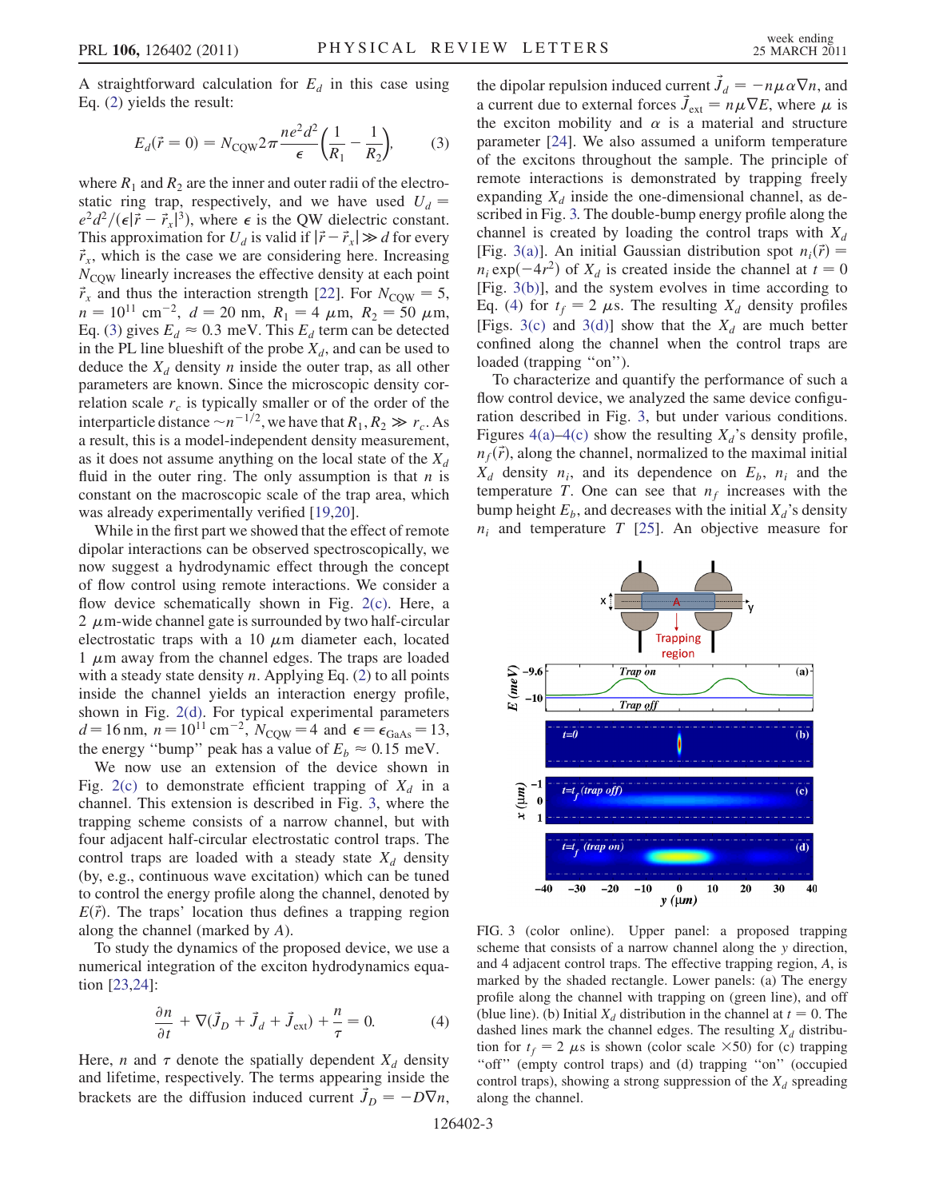A straightforward calculation for $E_d$ in this case using Eq. (2) yields the result:

$$E_d(\vec{r}=0) = N_{\rm CQW} 2\pi \frac{ne^2d^2}{\epsilon}\left(\frac{1}{R_1} - \frac{1}{R_2}\right), \qquad (3)$$

where $R_1$ and $R_2$ are the inner and outer radii of the electrostatic ring trap, respectively, and we have used $U_d = e^2d^2/(\epsilon|\vec{r} - \vec{r}_x|^3)$, where $\epsilon$ is the QW dielectric constant. This approximation for $U_d$ is valid if $|\vec{r} - \vec{r}_x| \gg d$ for every $\vec{r}_x$, which is the case we are considering here. Increasing $N_{\rm CQW}$ linearly increases the effective density at each point $\vec{r}_x$ and thus the interaction strength [22]. For $N_{\rm CQW} = 5$, $n = 10^{11}$ cm$^{-2}$, $d = 20$ nm, $R_1 = 4$ $\mu$m, $R_2 = 50$ $\mu$m, Eq. (3) gives $E_d \approx 0.3$ meV. This $E_d$ term can be detected in the PL line blueshift of the probe $X_d$, and can be used to deduce the $X_d$ density $n$ inside the outer trap, as all other parameters are known. Since the microscopic density correlation scale $r_c$ is typically smaller or of the order of the interparticle distance $\sim n^{-1/2}$, we have that $R_1, R_2 \gg r_c$. As a result, this is a model-independent density measurement, as it does not assume anything on the local state of the $X_d$ fluid in the outer ring. The only assumption is that $n$ is constant on the macroscopic scale of the trap area, which was already experimentally verified [19,20].

While in the first part we showed that the effect of remote dipolar interactions can be observed spectroscopically, we now suggest a hydrodynamic effect through the concept of flow control using remote interactions. We consider a flow device schematically shown in Fig. 2(c). Here, a 2 $\mu$m-wide channel gate is surrounded by two half-circular electrostatic traps with a 10 $\mu$m diameter each, located 1 $\mu$m away from the channel edges. The traps are loaded with a steady state density $n$. Applying Eq. (2) to all points inside the channel yields an interaction energy profile, shown in Fig. 2(d). For typical experimental parameters $d = 16$ nm, $n = 10^{11}$ cm$^{-2}$, $N_{\rm CQW} = 4$ and $\epsilon = \epsilon_{\rm GaAs} = 13$, the energy "bump" peak has a value of $E_b \approx 0.15$ meV.

We now use an extension of the device shown in Fig. 2(c) to demonstrate efficient trapping of $X_d$ in a channel. This extension is described in Fig. 3, where the trapping scheme consists of a narrow channel, but with four adjacent half-circular electrostatic control traps. The control traps are loaded with a steady state $X_d$ density (by, e.g., continuous wave excitation) which can be tuned to control the energy profile along the channel, denoted by $E(\vec{r})$. The traps' location thus defines a trapping region along the channel (marked by $A$).

To study the dynamics of the proposed device, we use a numerical integration of the exciton hydrodynamics equation [23,24]:

$$\frac{\partial n}{\partial t} + \nabla(\vec{J}_D + \vec{J}_d + \vec{J}_{\rm ext}) + \frac{n}{\tau} = 0. \qquad (4)$$

Here, $n$ and $\tau$ denote the spatially dependent $X_d$ density and lifetime, respectively. The terms appearing inside the brackets are the diffusion induced current $\vec{J}_D = -D\nabla n$, the dipolar repulsion induced current $\vec{J}_d = -n\mu\alpha\nabla n$, and a current due to external forces $\vec{J}_{\rm ext} = n\mu\nabla E$, where $\mu$ is the exciton mobility and $\alpha$ is a material and structure parameter [24]. We also assumed a uniform temperature of the excitons throughout the sample. The principle of remote interactions is demonstrated by trapping freely expanding $X_d$ inside the one-dimensional channel, as described in Fig. 3. The double-bump energy profile along the channel is created by loading the control traps with $X_d$ [Fig. 3(a)]. An initial Gaussian distribution spot $n_i(\vec{r}) = n_i \exp(-4r^2)$ of $X_d$ is created inside the channel at $t = 0$ [Fig. 3(b)], and the system evolves in time according to Eq. (4) for $t_f = 2$ $\mu$s. The resulting $X_d$ density profiles [Figs. 3(c) and 3(d)] show that the $X_d$ are much better confined along the channel when the control traps are loaded (trapping "on").

To characterize and quantify the performance of such a flow control device, we analyzed the same device configuration described in Fig. 3, but under various conditions. Figures 4(a)–4(c) show the resulting $X_d$'s density profile, $n_f(\vec{r})$, along the channel, normalized to the maximal initial $X_d$ density $n_i$, and its dependence on $E_b$, $n_i$ and the temperature $T$. One can see that $n_f$ increases with the bump height $E_b$, and decreases with the initial $X_d$'s density $n_i$ and temperature $T$ [25]. An objective measure for

FIG. 3 (color online). Upper panel: a proposed trapping scheme that consists of a narrow channel along the $y$ direction, and 4 adjacent control traps. The effective trapping region, $A$, is marked by the shaded rectangle. Lower panels: (a) The energy profile along the channel with trapping on (green line), and off (blue line). (b) Initial $X_d$ distribution in the channel at $t = 0$. The dashed lines mark the channel edges. The resulting $X_d$ distribution for $t_f = 2$ $\mu$s is shown (color scale $\times 50$) for (c) trapping "off" (empty control traps) and (d) trapping "on" (occupied control traps), showing a strong suppression of the $X_d$ spreading along the channel.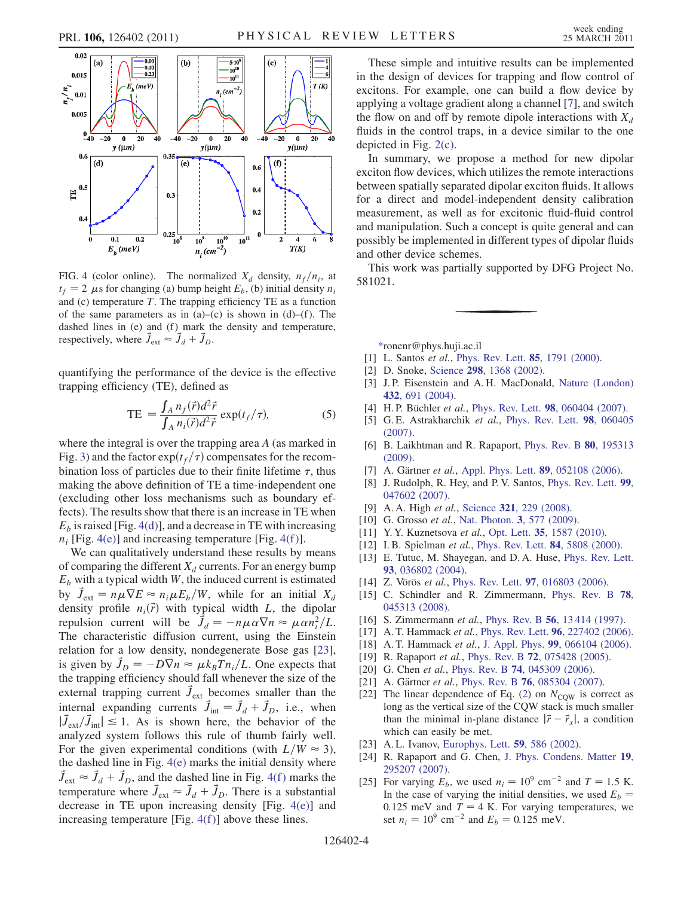(a) (b) (c)

0.02

0.015

$n_f/n_i$

0.01

0.005

0

0.00
0.10
0.23

$E_b$ (meV)

$5\cdot10^8$
$10^{10}$
$10^{11}$

$n_i$ (cm$^{-2}$)

1
4
6

T (K)

−40 −20 0 20 40
y (μm)

−40 −20 0 20 40
y(μm)

−40 −20 0 20 40
y(μm)

(d) (e) (f)

0.6

0.5

TE

0.4

0 0.1 0.2
$E_b$ (meV)

0.35

0.3

0.25
$10^8$ $10^9$ $10^{10}$ $10^{11}$
$n_i$ (cm$^{-2}$)

0.6

0.4

0.2

0
2 4 6 8
T(K)

FIG. 4 (color online). The normalized $X_d$ density, $n_f/n_i$, at $t_f = 2\ \mu$s for changing (a) bump height $E_b$, (b) initial density $n_i$ and (c) temperature $T$. The trapping efficiency TE as a function of the same parameters as in (a)–(c) is shown in (d)–(f). The dashed lines in (e) and (f) mark the density and temperature, respectively, where $\vec{J}_{\text{ext}} \approx \vec{J}_d + \vec{J}_D$.

quantifying the performance of the device is the effective trapping efficiency (TE), defined as

$$\text{TE} = \frac{\int_A n_f(\vec{r}) d^2\vec{r}}{\int_A n_i(\vec{r}) d^2\vec{r}} \exp(t_f/\tau), \qquad (5)$$

where the integral is over the trapping area $A$ (as marked in Fig. 3) and the factor $\exp(t_f/\tau)$ compensates for the recombination loss of particles due to their finite lifetime $\tau$, thus making the above definition of TE a time-independent one (excluding other loss mechanisms such as boundary effects). The results show that there is an increase in TE when $E_b$ is raised [Fig. 4(d)], and a decrease in TE with increasing $n_i$ [Fig. 4(e)] and increasing temperature [Fig. 4(f)].

We can qualitatively understand these results by means of comparing the different $X_d$ currents. For an energy bump $E_b$ with a typical width $W$, the induced current is estimated by $\vec{J}_{\text{ext}} = n\mu\nabla E \approx n_i\mu E_b/W$, while for an initial $X_d$ density profile $n_i(\vec{r})$ with typical width $L$, the dipolar repulsion current will be $\vec{J}_d = -n\mu\alpha\nabla n \approx \mu\alpha n_i^2/L$. The characteristic diffusion current, using the Einstein relation for a low density, nondegenerate Bose gas [23], is given by $\vec{J}_D = -D\nabla n \approx \mu k_B T n_i/L$. One expects that the trapping efficiency should fall whenever the size of the external trapping current $\vec{J}_{\text{ext}}$ becomes smaller than the internal expanding currents $\vec{J}_{\text{int}} = \vec{J}_d + \vec{J}_D$, i.e., when $|\vec{J}_{\text{ext}}/\vec{J}_{\text{int}}| \leq 1$. As is shown here, the behavior of the analyzed system follows this rule of thumb fairly well. For the given experimental conditions (with $L/W \approx 3$), the dashed line in Fig. 4(e) marks the initial density where $\vec{J}_{\text{ext}} \approx \vec{J}_d + \vec{J}_D$, and the dashed line in Fig. 4(f) marks the temperature where $\vec{J}_{\text{ext}} \approx \vec{J}_d + \vec{J}_D$. There is a substantial decrease in TE upon increasing density [Fig. 4(e)] and increasing temperature [Fig. 4(f)] above these lines.

These simple and intuitive results can be implemented in the design of devices for trapping and flow control of excitons. For example, one can build a flow device by applying a voltage gradient along a channel [7], and switch the flow on and off by remote dipole interactions with $X_d$ fluids in the control traps, in a device similar to the one depicted in Fig. 2(c).

In summary, we propose a method for new dipolar exciton flow devices, which utilizes the remote interactions between spatially separated dipolar exciton fluids. It allows for a direct and model-independent density calibration measurement, as well as for excitonic fluid-fluid control and manipulation. Such a concept is quite general and can possibly be implemented in different types of dipolar fluids and other device schemes.

This work was partially supported by DFG Project No. 581021.

*ronenr@phys.huji.ac.il

[1] L. Santos *et al.*, Phys. Rev. Lett. **85**, 1791 (2000).
[2] D. Snoke, Science **298**, 1368 (2002).
[3] J. P. Eisenstein and A. H. MacDonald, Nature (London) **432**, 691 (2004).
[4] H. P. Büchler *et al.*, Phys. Rev. Lett. **98**, 060404 (2007).
[5] G. E. Astrakharchik *et al.*, Phys. Rev. Lett. **98**, 060405 (2007).
[6] B. Laikhtman and R. Rapaport, Phys. Rev. B **80**, 195313 (2009).
[7] A. Gärtner *et al.*, Appl. Phys. Lett. **89**, 052108 (2006).
[8] J. Rudolph, R. Hey, and P. V. Santos, Phys. Rev. Lett. **99**, 047602 (2007).
[9] A. A. High *et al.*, Science **321**, 229 (2008).
[10] G. Grosso *et al.*, Nat. Photon. **3**, 577 (2009).
[11] Y. Y. Kuznetsova *et al.*, Opt. Lett. **35**, 1587 (2010).
[12] I. B. Spielman *et al.*, Phys. Rev. Lett. **84**, 5808 (2000).
[13] E. Tutuc, M. Shayegan, and D. A. Huse, Phys. Rev. Lett. **93**, 036802 (2004).
[14] Z. Vörös *et al.*, Phys. Rev. Lett. **97**, 016803 (2006).
[15] C. Schindler and R. Zimmermann, Phys. Rev. B **78**, 045313 (2008).
[16] S. Zimmermann *et al.*, Phys. Rev. B **56**, 13 414 (1997).
[17] A. T. Hammack *et al.*, Phys. Rev. Lett. **96**, 227402 (2006).
[18] A. T. Hammack *et al.*, J. Appl. Phys. **99**, 066104 (2006).
[19] R. Rapaport *et al.*, Phys. Rev. B **72**, 075428 (2005).
[20] G. Chen *et al.*, Phys. Rev. B **74**, 045309 (2006).
[21] A. Gärtner *et al.*, Phys. Rev. B **76**, 085304 (2007).
[22] The linear dependence of Eq. (2) on $N_{\text{CQW}}$ is correct as long as the vertical size of the CQW stack is much smaller than the minimal in-plane distance $|\vec{r} - \vec{r}_x|$, a condition which can easily be met.
[23] A. L. Ivanov, Europhys. Lett. **59**, 586 (2002).
[24] R. Rapaport and G. Chen, J. Phys. Condens. Matter **19**, 295207 (2007).
[25] For varying $E_b$, we used $n_i = 10^9$ cm$^{-2}$ and $T = 1.5$ K. In the case of varying the initial densities, we used $E_b = 0.125$ meV and $T = 4$ K. For varying temperatures, we set $n_i = 10^9$ cm$^{-2}$ and $E_b = 0.125$ meV.